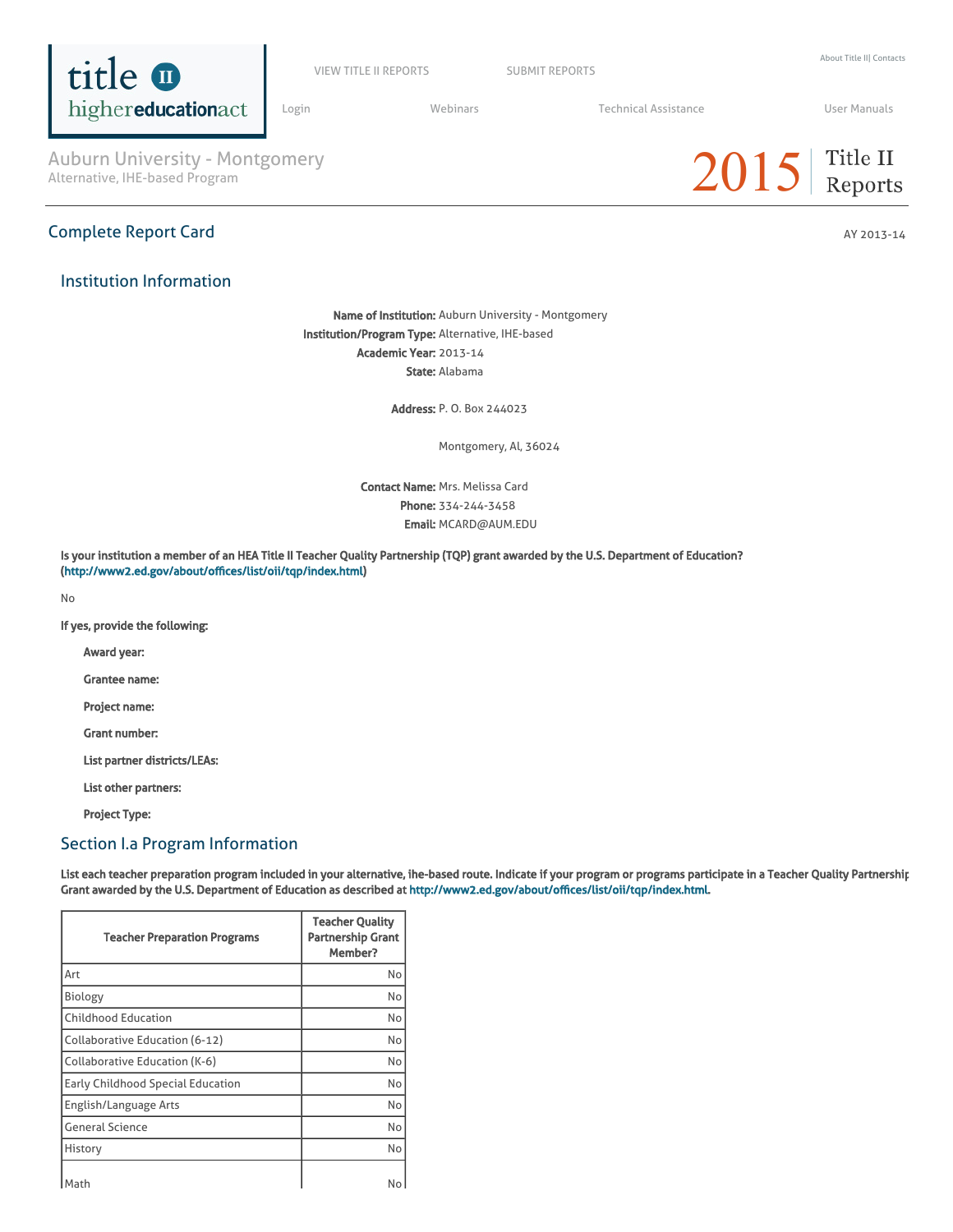# Auburn University - Montgomery

Alternative, IHE-based Program

2015 Title II Reports

## Complete Report Card

AY 2013-14

### Institution Information

**Name of Institution:** Auburn University - Montgomery
**Institution/Program Type:** Alternative, IHE-based
**Academic Year:** 2013-14
**State:** Alabama

**Address:** P. O. Box 244023

Montgomery, Al, 36024

**Contact Name:** Mrs. Melissa Card
**Phone:** 334-244-3458
**Email:** MCARD@AUM.EDU

**Is your institution a member of an HEA Title II Teacher Quality Partnership (TQP) grant awarded by the U.S. Department of Education? (http://www2.ed.gov/about/offices/list/oii/tqp/index.html)**

No

**If yes, provide the following:**

**Award year:**

**Grantee name:**

**Project name:**

**Grant number:**

**List partner districts/LEAs:**

**List other partners:**

**Project Type:**

### Section I.a Program Information

**List each teacher preparation program included in your alternative, ihe-based route. Indicate if your program or programs participate in a Teacher Quality Partnership Grant awarded by the U.S. Department of Education as described at http://www2.ed.gov/about/offices/list/oii/tqp/index.html.**

| Teacher Preparation Programs | Teacher Quality Partnership Grant Member? |
|---|---|
| Art | No |
| Biology | No |
| Childhood Education | No |
| Collaborative Education (6-12) | No |
| Collaborative Education (K-6) | No |
| Early Childhood Special Education | No |
| English/Language Arts | No |
| General Science | No |
| History | No |
| Math | No |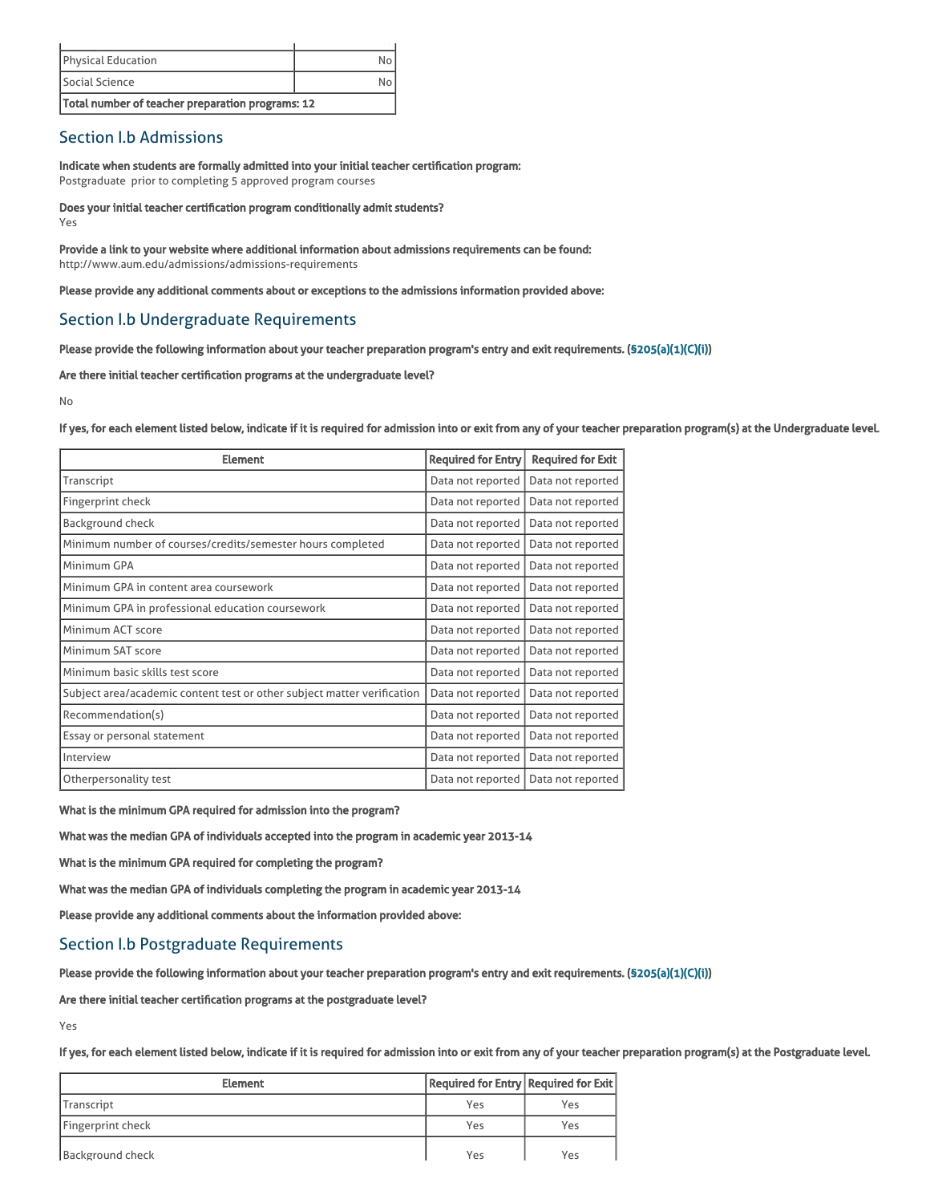| | |
|---|---|
| Physical Education | No |
| Social Science | No |
| **Total number of teacher preparation programs: 12** | |

## Section I.b Admissions

**Indicate when students are formally admitted into your initial teacher certification program:**
Postgraduate prior to completing 5 approved program courses

**Does your initial teacher certification program conditionally admit students?**
Yes

**Provide a link to your website where additional information about admissions requirements can be found:**
http://www.aum.edu/admissions/admissions-requirements

**Please provide any additional comments about or exceptions to the admissions information provided above:**

## Section I.b Undergraduate Requirements

**Please provide the following information about your teacher preparation program's entry and exit requirements. (§205(a)(1)(C)(i))**

**Are there initial teacher certification programs at the undergraduate level?**

No

**If yes, for each element listed below, indicate if it is required for admission into or exit from any of your teacher preparation program(s) at the Undergraduate level.**

| Element | Required for Entry | Required for Exit |
|---|---|---|
| Transcript | Data not reported | Data not reported |
| Fingerprint check | Data not reported | Data not reported |
| Background check | Data not reported | Data not reported |
| Minimum number of courses/credits/semester hours completed | Data not reported | Data not reported |
| Minimum GPA | Data not reported | Data not reported |
| Minimum GPA in content area coursework | Data not reported | Data not reported |
| Minimum GPA in professional education coursework | Data not reported | Data not reported |
| Minimum ACT score | Data not reported | Data not reported |
| Minimum SAT score | Data not reported | Data not reported |
| Minimum basic skills test score | Data not reported | Data not reported |
| Subject area/academic content test or other subject matter verification | Data not reported | Data not reported |
| Recommendation(s) | Data not reported | Data not reported |
| Essay or personal statement | Data not reported | Data not reported |
| Interview | Data not reported | Data not reported |
| Otherpersonality test | Data not reported | Data not reported |

**What is the minimum GPA required for admission into the program?**

**What was the median GPA of individuals accepted into the program in academic year 2013-14**

**What is the minimum GPA required for completing the program?**

**What was the median GPA of individuals completing the program in academic year 2013-14**

**Please provide any additional comments about the information provided above:**

## Section I.b Postgraduate Requirements

**Please provide the following information about your teacher preparation program's entry and exit requirements. (§205(a)(1)(C)(i))**

**Are there initial teacher certification programs at the postgraduate level?**

Yes

**If yes, for each element listed below, indicate if it is required for admission into or exit from any of your teacher preparation program(s) at the Postgraduate level.**

| Element | Required for Entry | Required for Exit |
|---|---|---|
| Transcript | Yes | Yes |
| Fingerprint check | Yes | Yes |
| Background check | Yes | Yes |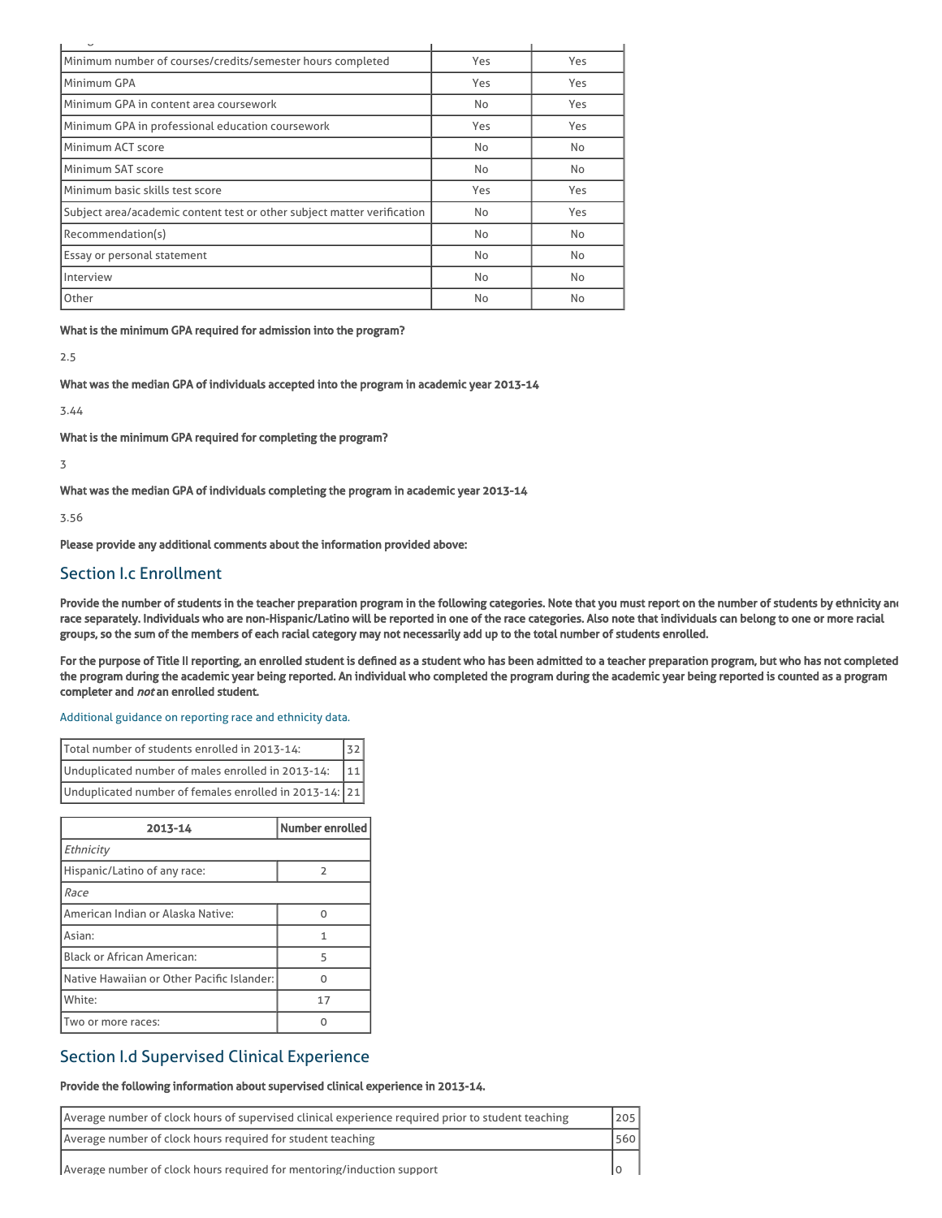| | | |
|---|---|---|
| Minimum number of courses/credits/semester hours completed | Yes | Yes |
| Minimum GPA | Yes | Yes |
| Minimum GPA in content area coursework | No | Yes |
| Minimum GPA in professional education coursework | Yes | Yes |
| Minimum ACT score | No | No |
| Minimum SAT score | No | No |
| Minimum basic skills test score | Yes | Yes |
| Subject area/academic content test or other subject matter verification | No | Yes |
| Recommendation(s) | No | No |
| Essay or personal statement | No | No |
| Interview | No | No |
| Other | No | No |

**What is the minimum GPA required for admission into the program?**

2.5

**What was the median GPA of individuals accepted into the program in academic year 2013-14**

3.44

**What is the minimum GPA required for completing the program?**

3

**What was the median GPA of individuals completing the program in academic year 2013-14**

3.56

**Please provide any additional comments about the information provided above:**

## Section I.c Enrollment

**Provide the number of students in the teacher preparation program in the following categories. Note that you must report on the number of students by ethnicity and race separately. Individuals who are non-Hispanic/Latino will be reported in one of the race categories. Also note that individuals can belong to one or more racial groups, so the sum of the members of each racial category may not necessarily add up to the total number of students enrolled.**

**For the purpose of Title II reporting, an enrolled student is defined as a student who has been admitted to a teacher preparation program, but who has not completed the program during the academic year being reported. An individual who completed the program during the academic year being reported is counted as a program completer and *not* an enrolled student.**

Additional guidance on reporting race and ethnicity data.

| | |
|---|---|
| Total number of students enrolled in 2013-14: | 32 |
| Unduplicated number of males enrolled in 2013-14: | 11 |
| Unduplicated number of females enrolled in 2013-14: | 21 |

| 2013-14 | Number enrolled |
|---|---|
| *Ethnicity* | |
| Hispanic/Latino of any race: | 2 |
| *Race* | |
| American Indian or Alaska Native: | 0 |
| Asian: | 1 |
| Black or African American: | 5 |
| Native Hawaiian or Other Pacific Islander: | 0 |
| White: | 17 |
| Two or more races: | 0 |

## Section I.d Supervised Clinical Experience

**Provide the following information about supervised clinical experience in 2013-14.**

| | |
|---|---|
| Average number of clock hours of supervised clinical experience required prior to student teaching | 205 |
| Average number of clock hours required for student teaching | 560 |
| Average number of clock hours required for mentoring/induction support | 0 |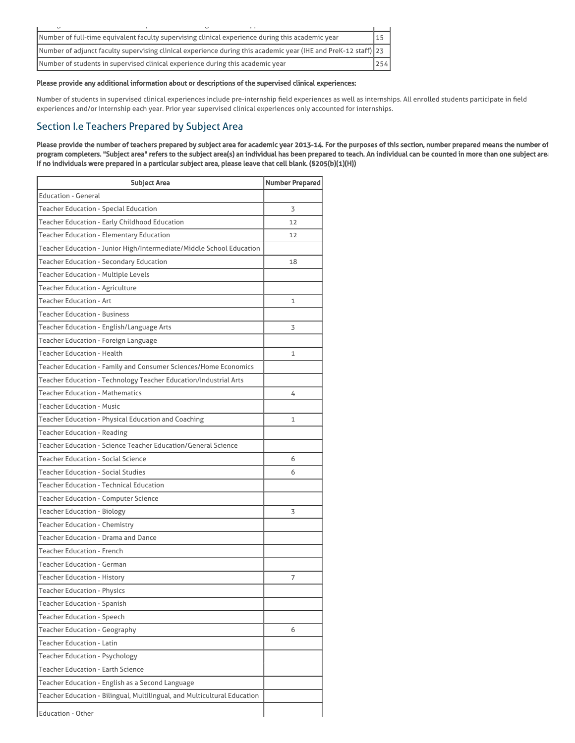| | |
|---|---|
| Number of full-time equivalent faculty supervising clinical experience during this academic year | 15 |
| Number of adjunct faculty supervising clinical experience during this academic year (IHE and PreK-12 staff) | 23 |
| Number of students in supervised clinical experience during this academic year | 254 |

**Please provide any additional information about or descriptions of the supervised clinical experiences:**

Number of students in supervised clinical experiences include pre-internship field experiences as well as internships. All enrolled students participate in field experiences and/or internship each year. Prior year supervised clinical experiences only accounted for internships.

## Section I.e Teachers Prepared by Subject Area

**Please provide the number of teachers prepared by subject area for academic year 2013-14. For the purposes of this section, number prepared means the number of program completers. "Subject area" refers to the subject area(s) an individual has been prepared to teach. An individual can be counted in more than one subject area. If no individuals were prepared in a particular subject area, please leave that cell blank. (§205(b)(1)(H))**

| Subject Area | Number Prepared |
|---|---|
| Education - General | |
| Teacher Education - Special Education | 3 |
| Teacher Education - Early Childhood Education | 12 |
| Teacher Education - Elementary Education | 12 |
| Teacher Education - Junior High/Intermediate/Middle School Education | |
| Teacher Education - Secondary Education | 18 |
| Teacher Education - Multiple Levels | |
| Teacher Education - Agriculture | |
| Teacher Education - Art | 1 |
| Teacher Education - Business | |
| Teacher Education - English/Language Arts | 3 |
| Teacher Education - Foreign Language | |
| Teacher Education - Health | 1 |
| Teacher Education - Family and Consumer Sciences/Home Economics | |
| Teacher Education - Technology Teacher Education/Industrial Arts | |
| Teacher Education - Mathematics | 4 |
| Teacher Education - Music | |
| Teacher Education - Physical Education and Coaching | 1 |
| Teacher Education - Reading | |
| Teacher Education - Science Teacher Education/General Science | |
| Teacher Education - Social Science | 6 |
| Teacher Education - Social Studies | 6 |
| Teacher Education - Technical Education | |
| Teacher Education - Computer Science | |
| Teacher Education - Biology | 3 |
| Teacher Education - Chemistry | |
| Teacher Education - Drama and Dance | |
| Teacher Education - French | |
| Teacher Education - German | |
| Teacher Education - History | 7 |
| Teacher Education - Physics | |
| Teacher Education - Spanish | |
| Teacher Education - Speech | |
| Teacher Education - Geography | 6 |
| Teacher Education - Latin | |
| Teacher Education - Psychology | |
| Teacher Education - Earth Science | |
| Teacher Education - English as a Second Language | |
| Teacher Education - Bilingual, Multilingual, and Multicultural Education | |
| Education - Other | |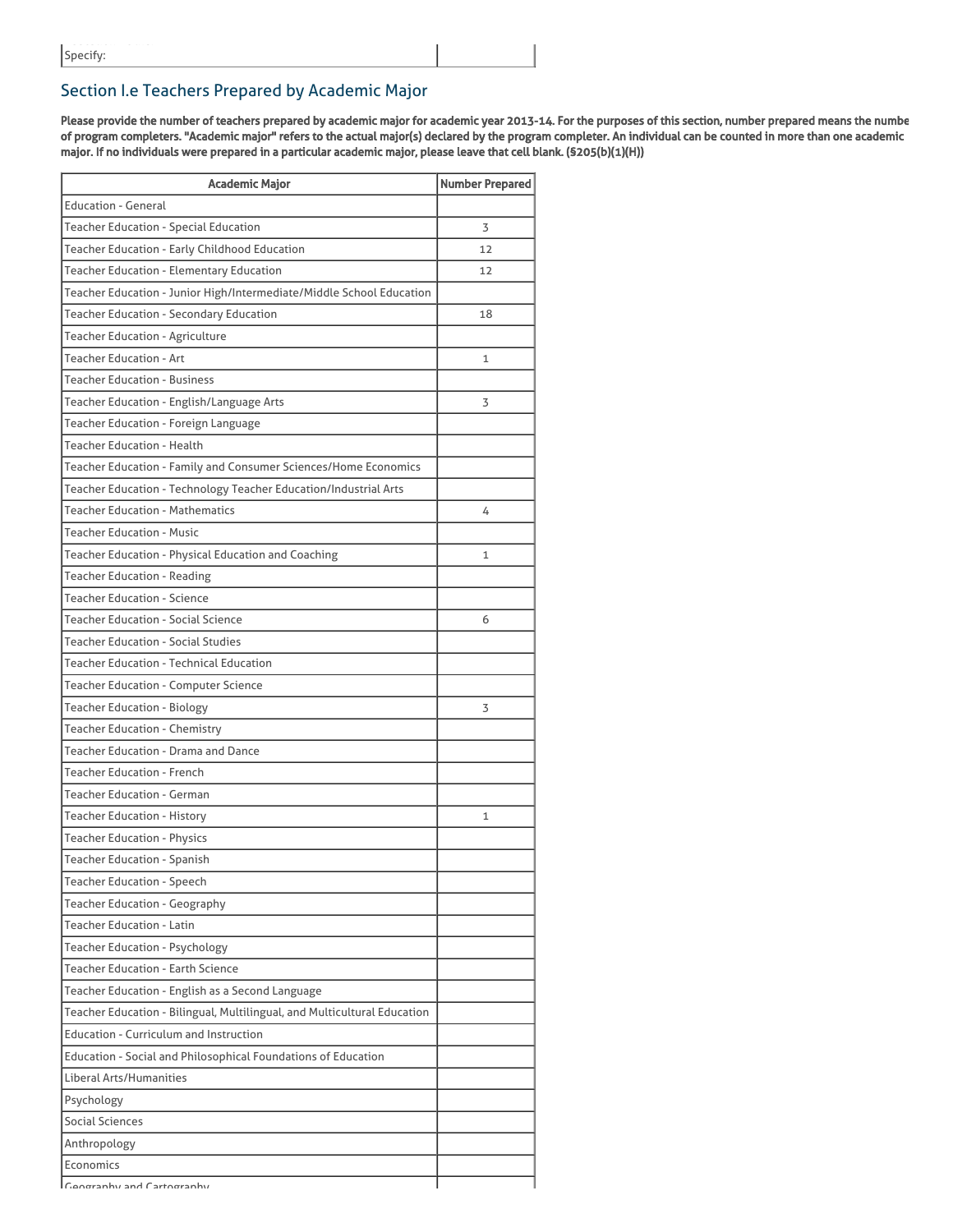| Specify: | |
|---|---|

## Section I.e Teachers Prepared by Academic Major

**Please provide the number of teachers prepared by academic major for academic year 2013-14. For the purposes of this section, number prepared means the numbe of program completers. "Academic major" refers to the actual major(s) declared by the program completer. An individual can be counted in more than one academic major. If no individuals were prepared in a particular academic major, please leave that cell blank. (§205(b)(1)(H))**

| Academic Major | Number Prepared |
|---|---|
| Education - General | |
| Teacher Education - Special Education | 3 |
| Teacher Education - Early Childhood Education | 12 |
| Teacher Education - Elementary Education | 12 |
| Teacher Education - Junior High/Intermediate/Middle School Education | |
| Teacher Education - Secondary Education | 18 |
| Teacher Education - Agriculture | |
| Teacher Education - Art | 1 |
| Teacher Education - Business | |
| Teacher Education - English/Language Arts | 3 |
| Teacher Education - Foreign Language | |
| Teacher Education - Health | |
| Teacher Education - Family and Consumer Sciences/Home Economics | |
| Teacher Education - Technology Teacher Education/Industrial Arts | |
| Teacher Education - Mathematics | 4 |
| Teacher Education - Music | |
| Teacher Education - Physical Education and Coaching | 1 |
| Teacher Education - Reading | |
| Teacher Education - Science | |
| Teacher Education - Social Science | 6 |
| Teacher Education - Social Studies | |
| Teacher Education - Technical Education | |
| Teacher Education - Computer Science | |
| Teacher Education - Biology | 3 |
| Teacher Education - Chemistry | |
| Teacher Education - Drama and Dance | |
| Teacher Education - French | |
| Teacher Education - German | |
| Teacher Education - History | 1 |
| Teacher Education - Physics | |
| Teacher Education - Spanish | |
| Teacher Education - Speech | |
| Teacher Education - Geography | |
| Teacher Education - Latin | |
| Teacher Education - Psychology | |
| Teacher Education - Earth Science | |
| Teacher Education - English as a Second Language | |
| Teacher Education - Bilingual, Multilingual, and Multicultural Education | |
| Education - Curriculum and Instruction | |
| Education - Social and Philosophical Foundations of Education | |
| Liberal Arts/Humanities | |
| Psychology | |
| Social Sciences | |
| Anthropology | |
| Economics | |
| Geography and Cartography | |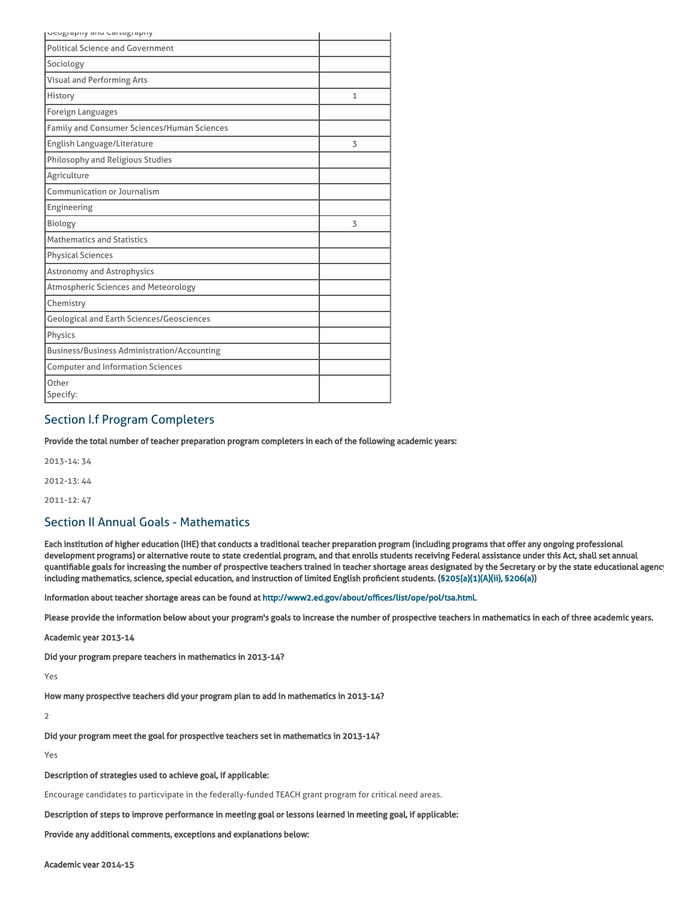| | |
|---|---|
| Geography and Cartography | |
| Political Science and Government | |
| Sociology | |
| Visual and Performing Arts | |
| History | 1 |
| Foreign Languages | |
| Family and Consumer Sciences/Human Sciences | |
| English Language/Literature | 3 |
| Philosophy and Religious Studies | |
| Agriculture | |
| Communication or Journalism | |
| Engineering | |
| Biology | 3 |
| Mathematics and Statistics | |
| Physical Sciences | |
| Astronomy and Astrophysics | |
| Atmospheric Sciences and Meteorology | |
| Chemistry | |
| Geological and Earth Sciences/Geosciences | |
| Physics | |
| Business/Business Administration/Accounting | |
| Computer and Information Sciences | |
| Other Specify: | |

## Section I.f Program Completers

**Provide the total number of teacher preparation program completers in each of the following academic years:**

2013-14: 34

2012-13: 44

2011-12: 47

## Section II Annual Goals - Mathematics

**Each institution of higher education (IHE) that conducts a traditional teacher preparation program (including programs that offer any ongoing professional development programs) or alternative route to state credential program, and that enrolls students receiving Federal assistance under this Act, shall set annual quantifiable goals for increasing the number of prospective teachers trained in teacher shortage areas designated by the Secretary or by the state educational agency including mathematics, science, special education, and instruction of limited English proficient students. (§205(a)(1)(A)(ii), §206(a))**

**Information about teacher shortage areas can be found at http://www2.ed.gov/about/offices/list/ope/pol/tsa.html.**

**Please provide the information below about your program's goals to increase the number of prospective teachers in mathematics in each of three academic years.**

**Academic year 2013-14**

**Did your program prepare teachers in mathematics in 2013-14?**

Yes

**How many prospective teachers did your program plan to add in mathematics in 2013-14?**

2

**Did your program meet the goal for prospective teachers set in mathematics in 2013-14?**

Yes

**Description of strategies used to achieve goal, if applicable:**

Encourage candidates to particvipate in the federally-funded TEACH grant program for critical need areas.

**Description of steps to improve performance in meeting goal or lessons learned in meeting goal, if applicable:**

**Provide any additional comments, exceptions and explanations below:**

**Academic year 2014-15**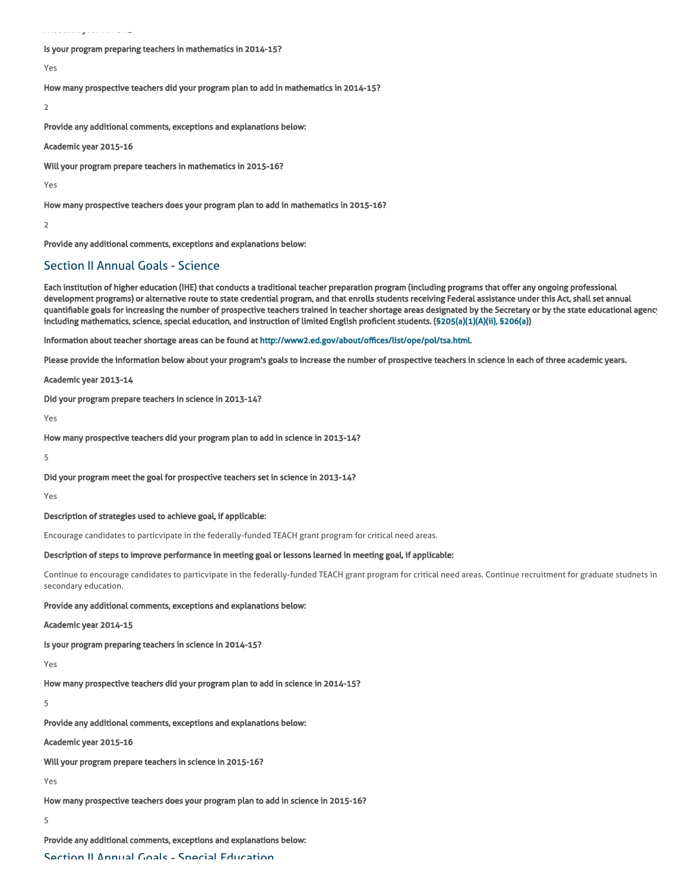Is your program preparing teachers in mathematics in 2014-15?

Yes

How many prospective teachers did your program plan to add in mathematics in 2014-15?

2

Provide any additional comments, exceptions and explanations below:

Academic year 2015-16

Will your program prepare teachers in mathematics in 2015-16?

Yes

How many prospective teachers does your program plan to add in mathematics in 2015-16?

2

Provide any additional comments, exceptions and explanations below:

## Section II Annual Goals - Science

Each institution of higher education (IHE) that conducts a traditional teacher preparation program (including programs that offer any ongoing professional development programs) or alternative route to state credential program, and that enrolls students receiving Federal assistance under this Act, shall set annual quantifiable goals for increasing the number of prospective teachers trained in teacher shortage areas designated by the Secretary or by the state educational agency including mathematics, science, special education, and instruction of limited English proficient students. (§205(a)(1)(A)(ii), §206(a))

Information about teacher shortage areas can be found at http://www2.ed.gov/about/offices/list/ope/pol/tsa.html.

Please provide the information below about your program's goals to increase the number of prospective teachers in science in each of three academic years.

Academic year 2013-14

Did your program prepare teachers in science in 2013-14?

Yes

How many prospective teachers did your program plan to add in science in 2013-14?

5

Did your program meet the goal for prospective teachers set in science in 2013-14?

Yes

Description of strategies used to achieve goal, if applicable:

Encourage candidates to particvipate in the federally-funded TEACH grant program for critical need areas.

Description of steps to improve performance in meeting goal or lessons learned in meeting goal, if applicable:

Continue to encourage candidates to particvipate in the federally-funded TEACH grant program for critical need areas. Continue recruitment for graduate studnets in secondary education.

Provide any additional comments, exceptions and explanations below:

Academic year 2014-15

Is your program preparing teachers in science in 2014-15?

Yes

How many prospective teachers did your program plan to add in science in 2014-15?

5

Provide any additional comments, exceptions and explanations below:

Academic year 2015-16

Will your program prepare teachers in science in 2015-16?

Yes

How many prospective teachers does your program plan to add in science in 2015-16?

5

Provide any additional comments, exceptions and explanations below:

## Section II Annual Goals - Special Education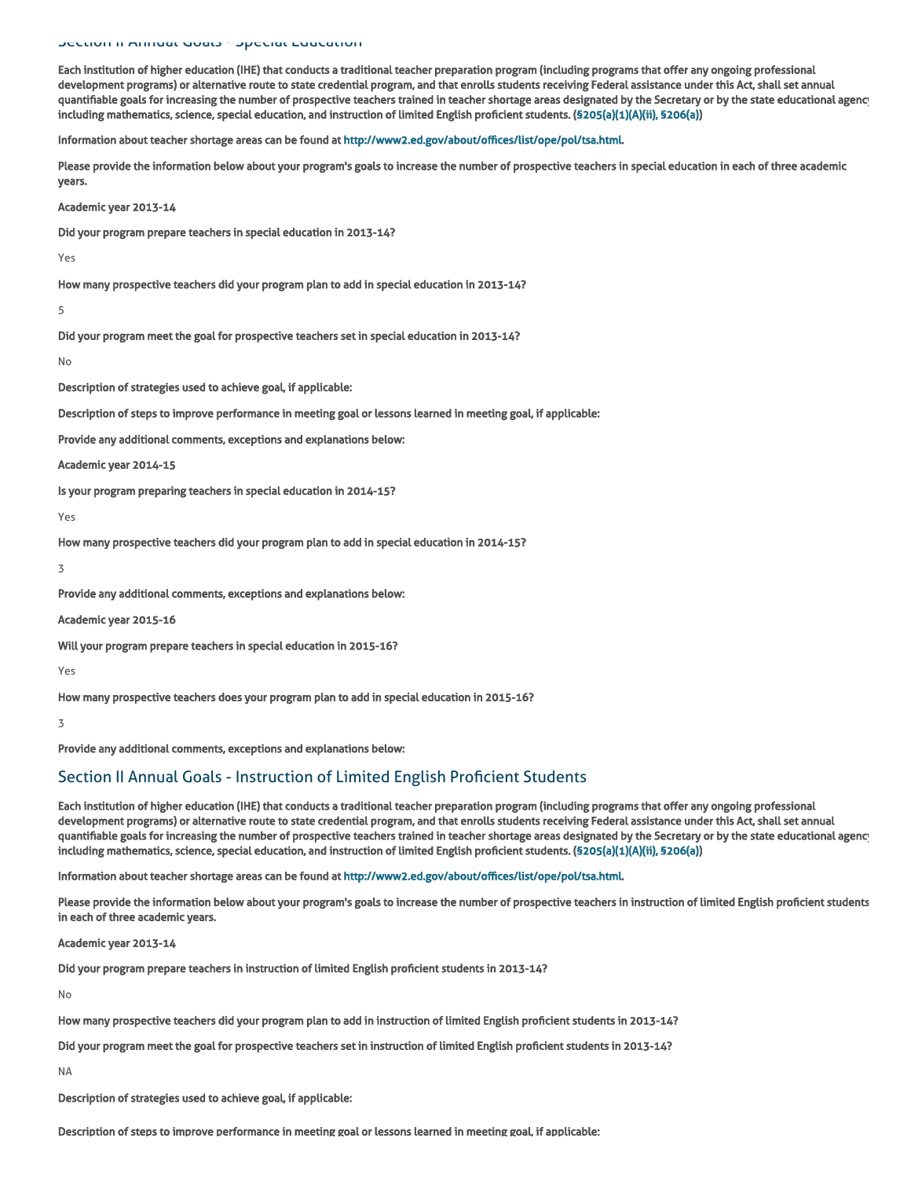## Section II Annual Goals - Special Education

**Each institution of higher education (IHE) that conducts a traditional teacher preparation program (including programs that offer any ongoing professional development programs) or alternative route to state credential program, and that enrolls students receiving Federal assistance under this Act, shall set annual quantifiable goals for increasing the number of prospective teachers trained in teacher shortage areas designated by the Secretary or by the state educational agency including mathematics, science, special education, and instruction of limited English proficient students. (§205(a)(1)(A)(ii), §206(a))**

**Information about teacher shortage areas can be found at http://www2.ed.gov/about/offices/list/ope/pol/tsa.html.**

**Please provide the information below about your program's goals to increase the number of prospective teachers in special education in each of three academic years.**

**Academic year 2013-14**

**Did your program prepare teachers in special education in 2013-14?**

Yes

**How many prospective teachers did your program plan to add in special education in 2013-14?**

5

**Did your program meet the goal for prospective teachers set in special education in 2013-14?**

No

**Description of strategies used to achieve goal, if applicable:**

**Description of steps to improve performance in meeting goal or lessons learned in meeting goal, if applicable:**

**Provide any additional comments, exceptions and explanations below:**

**Academic year 2014-15**

**Is your program preparing teachers in special education in 2014-15?**

Yes

**How many prospective teachers did your program plan to add in special education in 2014-15?**

3

**Provide any additional comments, exceptions and explanations below:**

**Academic year 2015-16**

**Will your program prepare teachers in special education in 2015-16?**

Yes

**How many prospective teachers does your program plan to add in special education in 2015-16?**

3

**Provide any additional comments, exceptions and explanations below:**

## Section II Annual Goals - Instruction of Limited English Proficient Students

**Each institution of higher education (IHE) that conducts a traditional teacher preparation program (including programs that offer any ongoing professional development programs) or alternative route to state credential program, and that enrolls students receiving Federal assistance under this Act, shall set annual quantifiable goals for increasing the number of prospective teachers trained in teacher shortage areas designated by the Secretary or by the state educational agency including mathematics, science, special education, and instruction of limited English proficient students. (§205(a)(1)(A)(ii), §206(a))**

**Information about teacher shortage areas can be found at http://www2.ed.gov/about/offices/list/ope/pol/tsa.html.**

**Please provide the information below about your program's goals to increase the number of prospective teachers in instruction of limited English proficient students in each of three academic years.**

**Academic year 2013-14**

**Did your program prepare teachers in instruction of limited English proficient students in 2013-14?**

No

**How many prospective teachers did your program plan to add in instruction of limited English proficient students in 2013-14?**

**Did your program meet the goal for prospective teachers set in instruction of limited English proficient students in 2013-14?**

NA

**Description of strategies used to achieve goal, if applicable:**

**Description of steps to improve performance in meeting goal or lessons learned in meeting goal, if applicable:**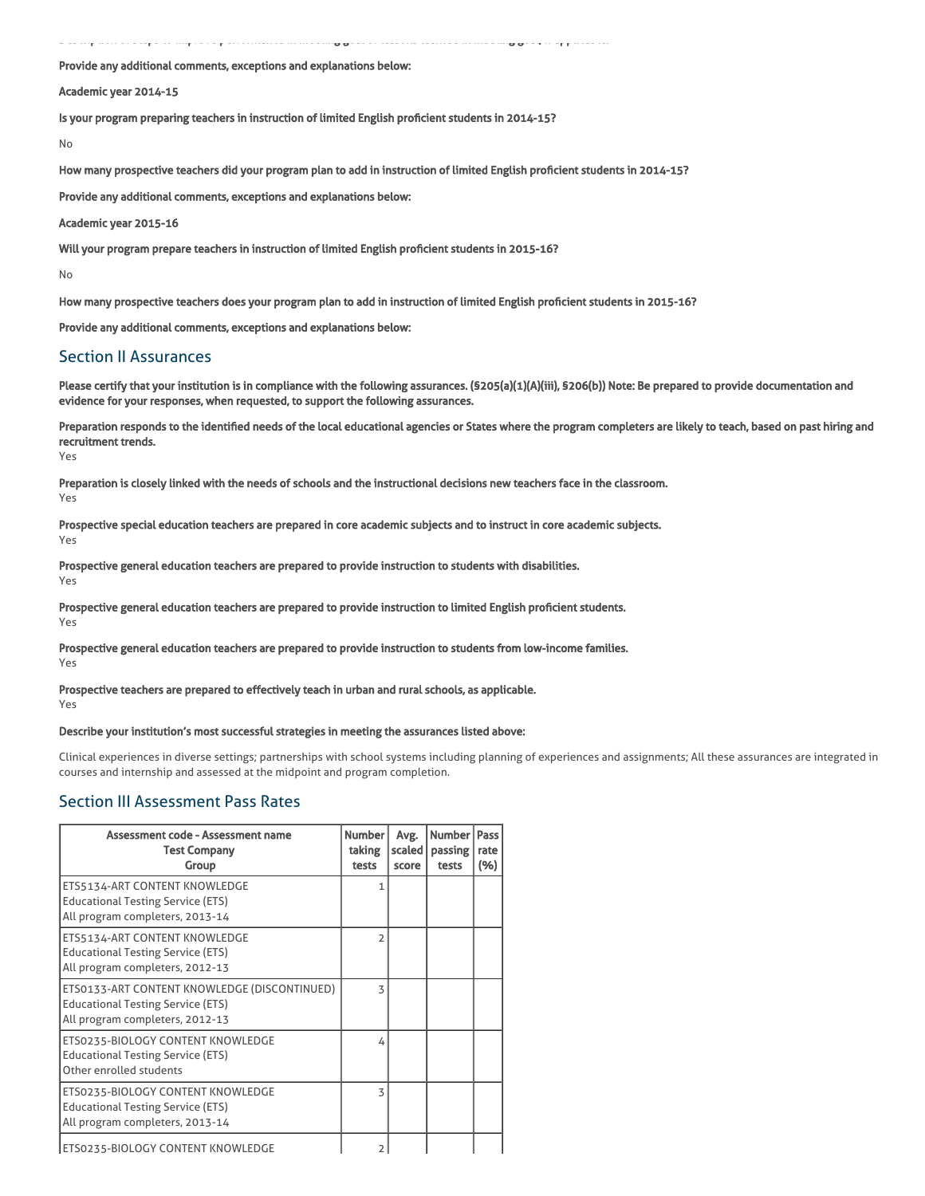Provide any additional comments, exceptions and explanations below:

**Academic year 2014-15**

**Is your program preparing teachers in instruction of limited English proficient students in 2014-15?**

No

**How many prospective teachers did your program plan to add in instruction of limited English proficient students in 2014-15?**

**Provide any additional comments, exceptions and explanations below:**

**Academic year 2015-16**

**Will your program prepare teachers in instruction of limited English proficient students in 2015-16?**

No

**How many prospective teachers does your program plan to add in instruction of limited English proficient students in 2015-16?**

**Provide any additional comments, exceptions and explanations below:**

## Section II Assurances

**Please certify that your institution is in compliance with the following assurances. (§205(a)(1)(A)(iii), §206(b)) Note: Be prepared to provide documentation and evidence for your responses, when requested, to support the following assurances.**

**Preparation responds to the identified needs of the local educational agencies or States where the program completers are likely to teach, based on past hiring and recruitment trends.**
Yes

**Preparation is closely linked with the needs of schools and the instructional decisions new teachers face in the classroom.**
Yes

**Prospective special education teachers are prepared in core academic subjects and to instruct in core academic subjects.**
Yes

**Prospective general education teachers are prepared to provide instruction to students with disabilities.**
Yes

**Prospective general education teachers are prepared to provide instruction to limited English proficient students.**
Yes

**Prospective general education teachers are prepared to provide instruction to students from low-income families.**
Yes

**Prospective teachers are prepared to effectively teach in urban and rural schools, as applicable.**
Yes

**Describe your institution's most successful strategies in meeting the assurances listed above:**

Clinical experiences in diverse settings; partnerships with school systems including planning of experiences and assignments; All these assurances are integrated in courses and internship and assessed at the midpoint and program completion.

## Section III Assessment Pass Rates

| Assessment code - Assessment name<br>Test Company<br>Group | Number taking tests | Avg. scaled score | Number passing tests | Pass rate (%) |
|---|---|---|---|---|
| ETS5134-ART CONTENT KNOWLEDGE<br>Educational Testing Service (ETS)<br>All program completers, 2013-14 | 1 | | | |
| ETS5134-ART CONTENT KNOWLEDGE<br>Educational Testing Service (ETS)<br>All program completers, 2012-13 | 2 | | | |
| ETS0133-ART CONTENT KNOWLEDGE (DISCONTINUED)<br>Educational Testing Service (ETS)<br>All program completers, 2012-13 | 3 | | | |
| ETS0235-BIOLOGY CONTENT KNOWLEDGE<br>Educational Testing Service (ETS)<br>Other enrolled students | 4 | | | |
| ETS0235-BIOLOGY CONTENT KNOWLEDGE<br>Educational Testing Service (ETS)<br>All program completers, 2013-14 | 3 | | | |
| ETS0235-BIOLOGY CONTENT KNOWLEDGE | 2 | | | |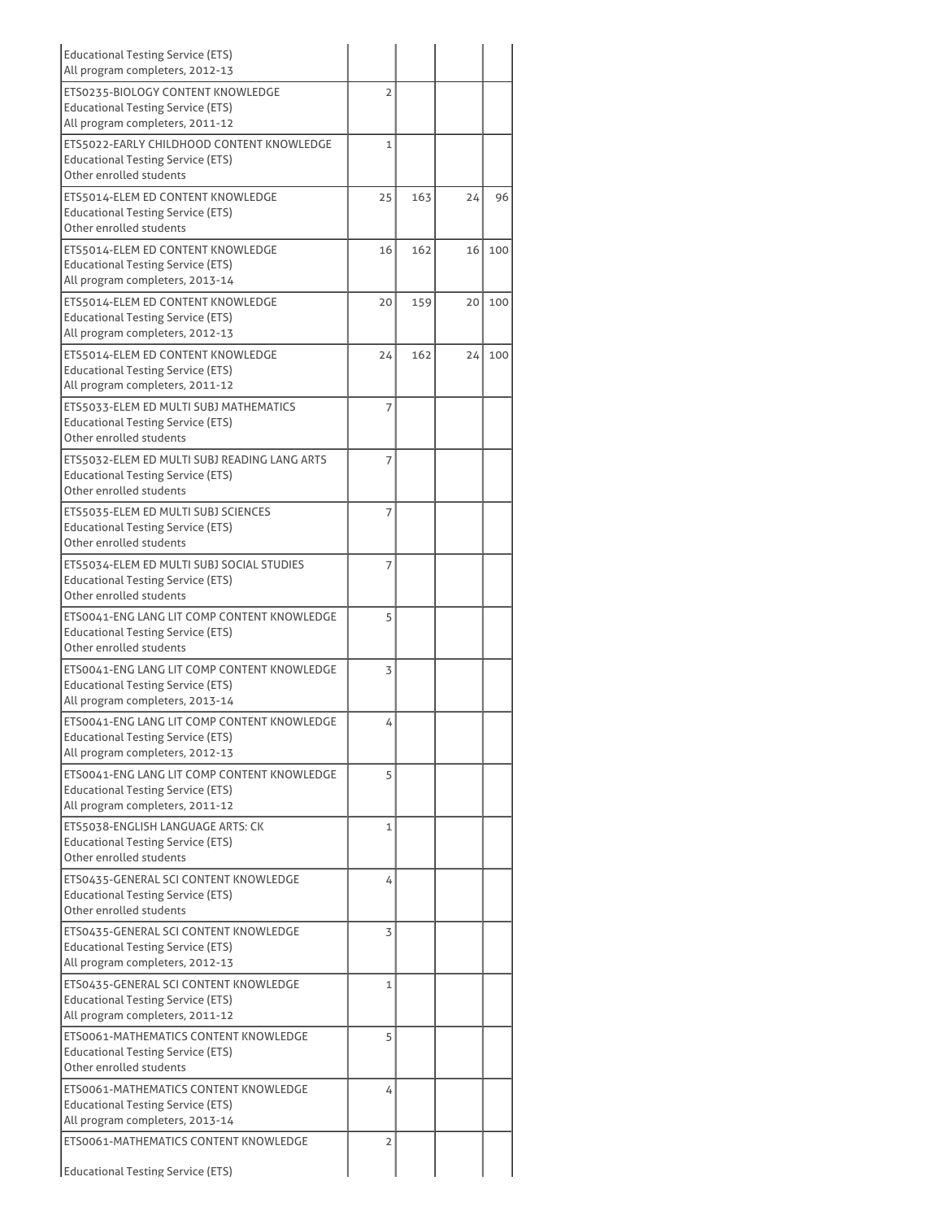| | | | | |
|---|---|---|---|---|
| Educational Testing Service (ETS)<br>All program completers, 2012-13 | | | | |
| ETS0235-BIOLOGY CONTENT KNOWLEDGE<br>Educational Testing Service (ETS)<br>All program completers, 2011-12 | 2 | | | |
| ETS5022-EARLY CHILDHOOD CONTENT KNOWLEDGE<br>Educational Testing Service (ETS)<br>Other enrolled students | 1 | | | |
| ETS5014-ELEM ED CONTENT KNOWLEDGE<br>Educational Testing Service (ETS)<br>Other enrolled students | 25 | 163 | 24 | 96 |
| ETS5014-ELEM ED CONTENT KNOWLEDGE<br>Educational Testing Service (ETS)<br>All program completers, 2013-14 | 16 | 162 | 16 | 100 |
| ETS5014-ELEM ED CONTENT KNOWLEDGE<br>Educational Testing Service (ETS)<br>All program completers, 2012-13 | 20 | 159 | 20 | 100 |
| ETS5014-ELEM ED CONTENT KNOWLEDGE<br>Educational Testing Service (ETS)<br>All program completers, 2011-12 | 24 | 162 | 24 | 100 |
| ETS5033-ELEM ED MULTI SUBJ MATHEMATICS<br>Educational Testing Service (ETS)<br>Other enrolled students | 7 | | | |
| ETS5032-ELEM ED MULTI SUBJ READING LANG ARTS<br>Educational Testing Service (ETS)<br>Other enrolled students | 7 | | | |
| ETS5035-ELEM ED MULTI SUBJ SCIENCES<br>Educational Testing Service (ETS)<br>Other enrolled students | 7 | | | |
| ETS5034-ELEM ED MULTI SUBJ SOCIAL STUDIES<br>Educational Testing Service (ETS)<br>Other enrolled students | 7 | | | |
| ETS0041-ENG LANG LIT COMP CONTENT KNOWLEDGE<br>Educational Testing Service (ETS)<br>Other enrolled students | 5 | | | |
| ETS0041-ENG LANG LIT COMP CONTENT KNOWLEDGE<br>Educational Testing Service (ETS)<br>All program completers, 2013-14 | 3 | | | |
| ETS0041-ENG LANG LIT COMP CONTENT KNOWLEDGE<br>Educational Testing Service (ETS)<br>All program completers, 2012-13 | 4 | | | |
| ETS0041-ENG LANG LIT COMP CONTENT KNOWLEDGE<br>Educational Testing Service (ETS)<br>All program completers, 2011-12 | 5 | | | |
| ETS5038-ENGLISH LANGUAGE ARTS: CK<br>Educational Testing Service (ETS)<br>Other enrolled students | 1 | | | |
| ETS0435-GENERAL SCI CONTENT KNOWLEDGE<br>Educational Testing Service (ETS)<br>Other enrolled students | 4 | | | |
| ETS0435-GENERAL SCI CONTENT KNOWLEDGE<br>Educational Testing Service (ETS)<br>All program completers, 2012-13 | 3 | | | |
| ETS0435-GENERAL SCI CONTENT KNOWLEDGE<br>Educational Testing Service (ETS)<br>All program completers, 2011-12 | 1 | | | |
| ETS0061-MATHEMATICS CONTENT KNOWLEDGE<br>Educational Testing Service (ETS)<br>Other enrolled students | 5 | | | |
| ETS0061-MATHEMATICS CONTENT KNOWLEDGE<br>Educational Testing Service (ETS)<br>All program completers, 2013-14 | 4 | | | |
| ETS0061-MATHEMATICS CONTENT KNOWLEDGE<br>Educational Testing Service (ETS) | 2 | | | |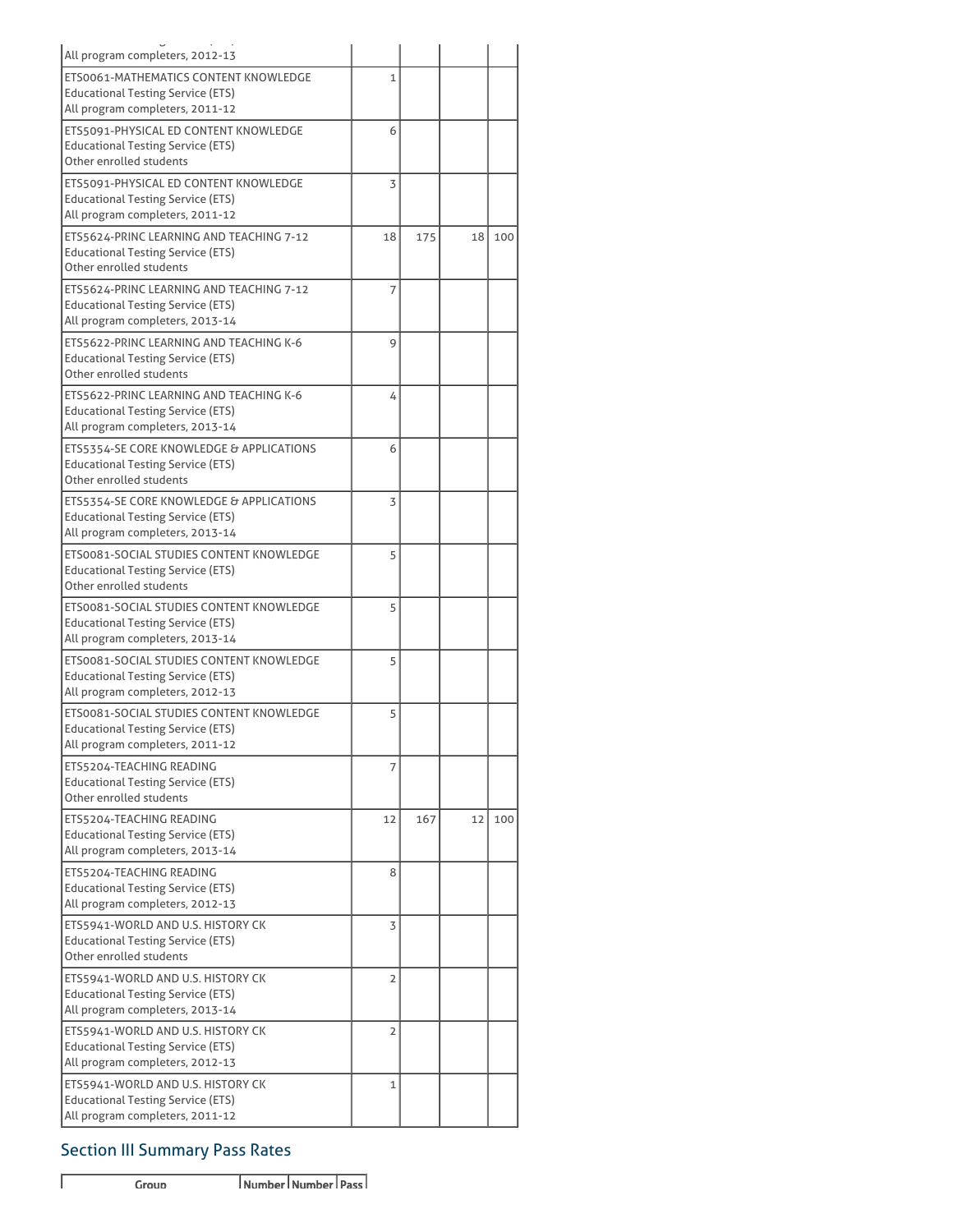| | | | | |
|---|---|---|---|---|
| All program completers, 2012-13 | | | | |
| ETS0061-MATHEMATICS CONTENT KNOWLEDGE<br>Educational Testing Service (ETS)<br>All program completers, 2011-12 | 1 | | | |
| ETS5091-PHYSICAL ED CONTENT KNOWLEDGE<br>Educational Testing Service (ETS)<br>Other enrolled students | 6 | | | |
| ETS5091-PHYSICAL ED CONTENT KNOWLEDGE<br>Educational Testing Service (ETS)<br>All program completers, 2011-12 | 3 | | | |
| ETS5624-PRINC LEARNING AND TEACHING 7-12<br>Educational Testing Service (ETS)<br>Other enrolled students | 18 | 175 | 18 | 100 |
| ETS5624-PRINC LEARNING AND TEACHING 7-12<br>Educational Testing Service (ETS)<br>All program completers, 2013-14 | 7 | | | |
| ETS5622-PRINC LEARNING AND TEACHING K-6<br>Educational Testing Service (ETS)<br>Other enrolled students | 9 | | | |
| ETS5622-PRINC LEARNING AND TEACHING K-6<br>Educational Testing Service (ETS)<br>All program completers, 2013-14 | 4 | | | |
| ETS5354-SE CORE KNOWLEDGE & APPLICATIONS<br>Educational Testing Service (ETS)<br>Other enrolled students | 6 | | | |
| ETS5354-SE CORE KNOWLEDGE & APPLICATIONS<br>Educational Testing Service (ETS)<br>All program completers, 2013-14 | 3 | | | |
| ETS0081-SOCIAL STUDIES CONTENT KNOWLEDGE<br>Educational Testing Service (ETS)<br>Other enrolled students | 5 | | | |
| ETS0081-SOCIAL STUDIES CONTENT KNOWLEDGE<br>Educational Testing Service (ETS)<br>All program completers, 2013-14 | 5 | | | |
| ETS0081-SOCIAL STUDIES CONTENT KNOWLEDGE<br>Educational Testing Service (ETS)<br>All program completers, 2012-13 | 5 | | | |
| ETS0081-SOCIAL STUDIES CONTENT KNOWLEDGE<br>Educational Testing Service (ETS)<br>All program completers, 2011-12 | 5 | | | |
| ETS5204-TEACHING READING<br>Educational Testing Service (ETS)<br>Other enrolled students | 7 | | | |
| ETS5204-TEACHING READING<br>Educational Testing Service (ETS)<br>All program completers, 2013-14 | 12 | 167 | 12 | 100 |
| ETS5204-TEACHING READING<br>Educational Testing Service (ETS)<br>All program completers, 2012-13 | 8 | | | |
| ETS5941-WORLD AND U.S. HISTORY CK<br>Educational Testing Service (ETS)<br>Other enrolled students | 3 | | | |
| ETS5941-WORLD AND U.S. HISTORY CK<br>Educational Testing Service (ETS)<br>All program completers, 2013-14 | 2 | | | |
| ETS5941-WORLD AND U.S. HISTORY CK<br>Educational Testing Service (ETS)<br>All program completers, 2012-13 | 2 | | | |
| ETS5941-WORLD AND U.S. HISTORY CK<br>Educational Testing Service (ETS)<br>All program completers, 2011-12 | 1 | | | |

## Section III Summary Pass Rates

| Group | Number | Number | Pass |
|---|---|---|---|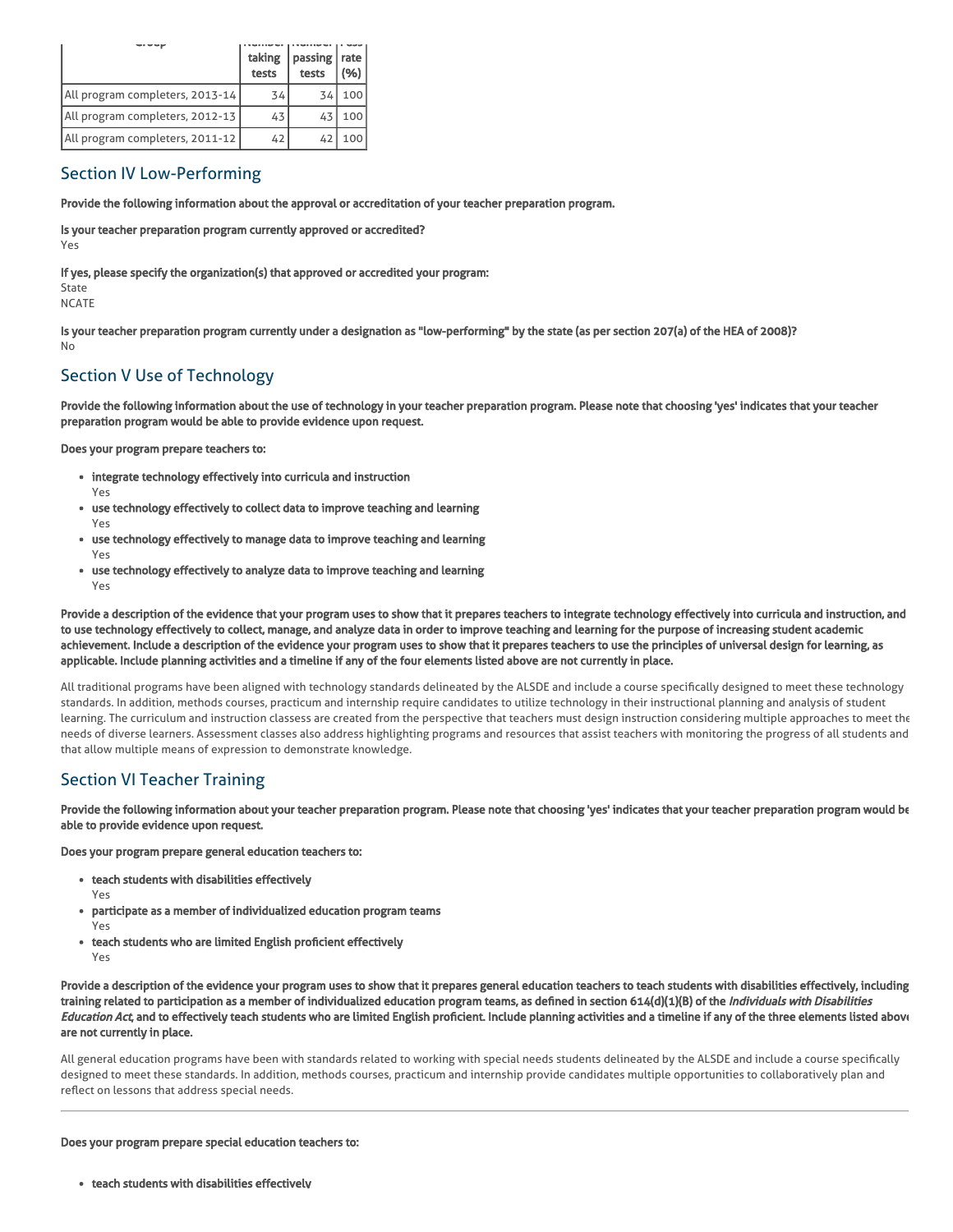| Group | Number taking tests | Number passing tests | Pass rate (%) |
|---|---|---|---|
| All program completers, 2013-14 | 34 | 34 | 100 |
| All program completers, 2012-13 | 43 | 43 | 100 |
| All program completers, 2011-12 | 42 | 42 | 100 |

## Section IV Low-Performing

**Provide the following information about the approval or accreditation of your teacher preparation program.**

**Is your teacher preparation program currently approved or accredited?**
Yes

**If yes, please specify the organization(s) that approved or accredited your program:**
State
NCATE

**Is your teacher preparation program currently under a designation as "low-performing" by the state (as per section 207(a) of the HEA of 2008)?**
No

## Section V Use of Technology

**Provide the following information about the use of technology in your teacher preparation program. Please note that choosing 'yes' indicates that your teacher preparation program would be able to provide evidence upon request.**

**Does your program prepare teachers to:**

- **integrate technology effectively into curricula and instruction**
  Yes
- **use technology effectively to collect data to improve teaching and learning**
  Yes
- **use technology effectively to manage data to improve teaching and learning**
  Yes
- **use technology effectively to analyze data to improve teaching and learning**
  Yes

**Provide a description of the evidence that your program uses to show that it prepares teachers to integrate technology effectively into curricula and instruction, and to use technology effectively to collect, manage, and analyze data in order to improve teaching and learning for the purpose of increasing student academic achievement. Include a description of the evidence your program uses to show that it prepares teachers to use the principles of universal design for learning, as applicable. Include planning activities and a timeline if any of the four elements listed above are not currently in place.**

All traditional programs have been aligned with technology standards delineated by the ALSDE and include a course specifically designed to meet these technology standards. In addition, methods courses, practicum and internship require candidates to utilize technology in their instructional planning and analysis of student learning. The curriculum and instruction classess are created from the perspective that teachers must design instruction considering multiple approaches to meet the needs of diverse learners. Assessment classes also address highlighting programs and resources that assist teachers with monitoring the progress of all students and that allow multiple means of expression to demonstrate knowledge.

## Section VI Teacher Training

**Provide the following information about your teacher preparation program. Please note that choosing 'yes' indicates that your teacher preparation program would be able to provide evidence upon request.**

**Does your program prepare general education teachers to:**

- **teach students with disabilities effectively**
  Yes
- **participate as a member of individualized education program teams**
  Yes
- **teach students who are limited English proficient effectively**
  Yes

**Provide a description of the evidence your program uses to show that it prepares general education teachers to teach students with disabilities effectively, including training related to participation as a member of individualized education program teams, as defined in section 614(d)(1)(B) of the *Individuals with Disabilities Education Act*, and to effectively teach students who are limited English proficient. Include planning activities and a timeline if any of the three elements listed above are not currently in place.**

All general education programs have been with standards related to working with special needs students delineated by the ALSDE and include a course specifically designed to meet these standards. In addition, methods courses, practicum and internship provide candidates multiple opportunities to collaboratively plan and reflect on lessons that address special needs.

---

**Does your program prepare special education teachers to:**

- **teach students with disabilities effectively**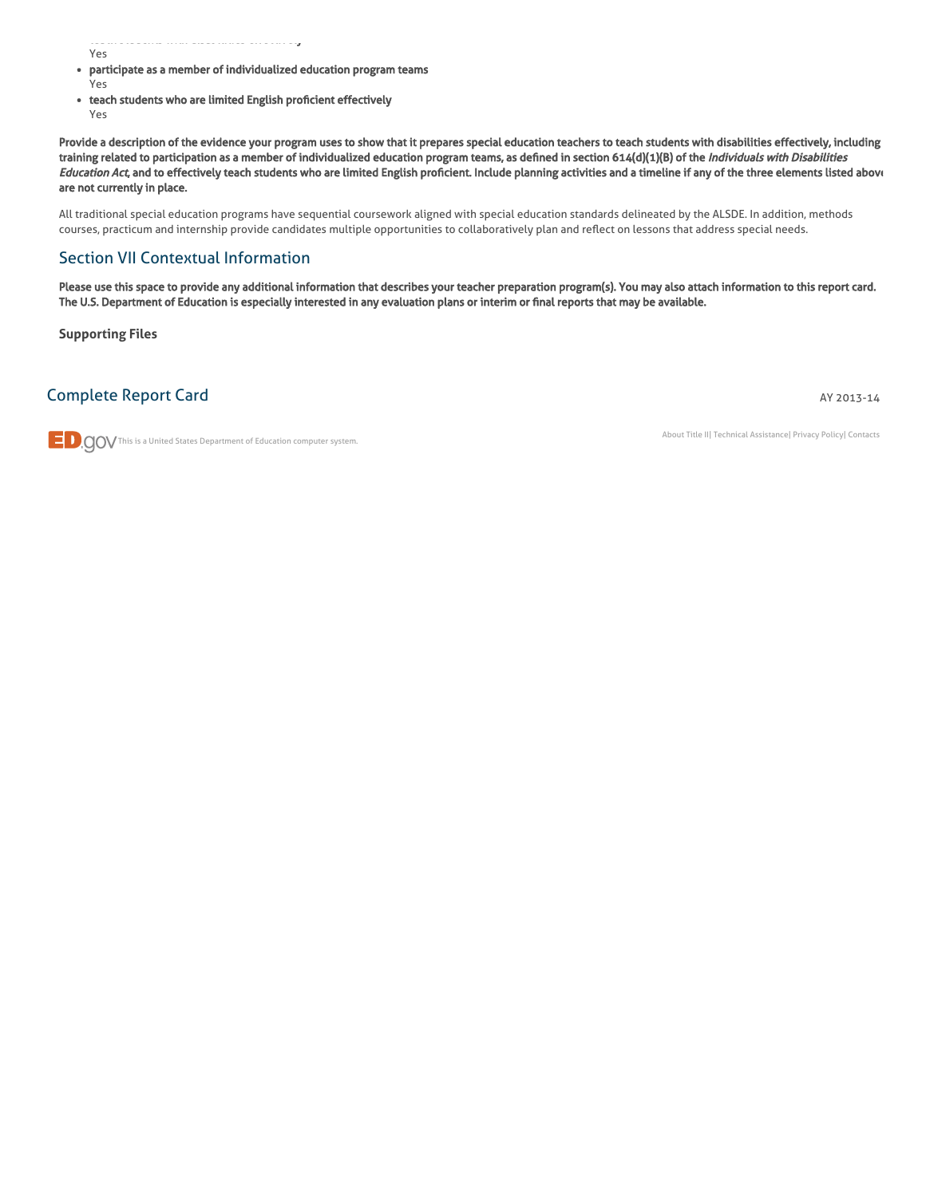Yes

- **participate as a member of individualized education program teams**
  Yes
- **teach students who are limited English proficient effectively**
  Yes

**Provide a description of the evidence your program uses to show that it prepares special education teachers to teach students with disabilities effectively, including training related to participation as a member of individualized education program teams, as defined in section 614(d)(1)(B) of the *Individuals with Disabilities Education Act*, and to effectively teach students who are limited English proficient. Include planning activities and a timeline if any of the three elements listed above are not currently in place.**

All traditional special education programs have sequential coursework aligned with special education standards delineated by the ALSDE. In addition, methods courses, practicum and internship provide candidates multiple opportunities to collaboratively plan and reflect on lessons that address special needs.

## Section VII Contextual Information

**Please use this space to provide any additional information that describes your teacher preparation program(s). You may also attach information to this report card. The U.S. Department of Education is especially interested in any evaluation plans or interim or final reports that may be available.**

**Supporting Files**

## Complete Report Card

AY 2013-14